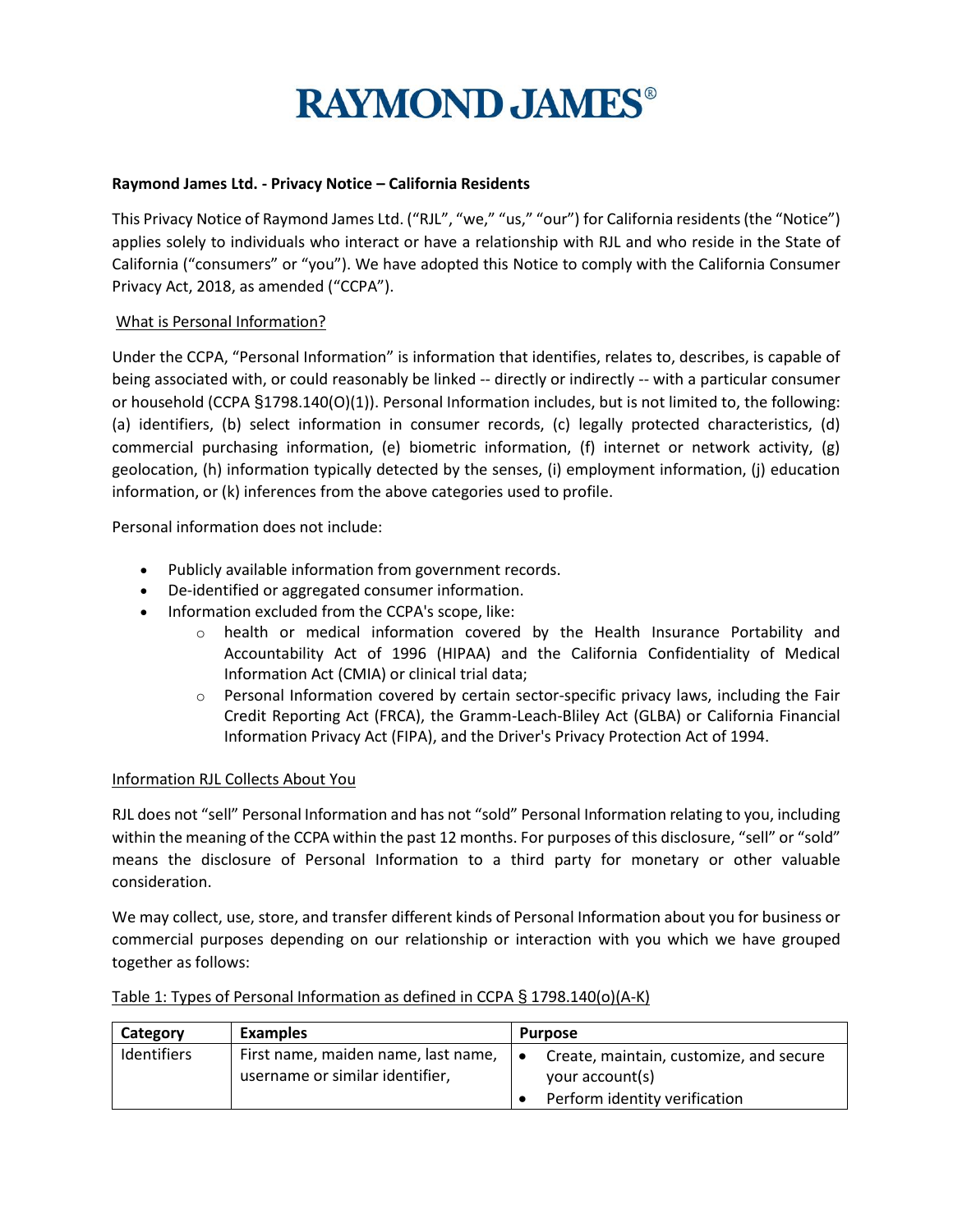# RAYMOND JAMES®

**Raymond James Ltd. - Privacy Notice – California Residents**

This Privacy Notice of Raymond James Ltd. ("RJL", "we," "us," "our") for California residents (the "Notice") applies solely to individuals who interact or have a relationship with RJL and who reside in the State of California ("consumers" or "you"). We have adopted this Notice to comply with the California Consumer Privacy Act, 2018, as amended ("CCPA").

## What is Personal Information?

Under the CCPA, "Personal Information" is information that identifies, relates to, describes, is capable of being associated with, or could reasonably be linked -- directly or indirectly -- with a particular consumer or household (CCPA §1798.140(O)(1)). Personal Information includes, but is not limited to, the following: (a) identifiers, (b) select information in consumer records, (c) legally protected characteristics, (d) commercial purchasing information, (e) biometric information, (f) internet or network activity, (g) geolocation, (h) information typically detected by the senses, (i) employment information, (j) education information, or (k) inferences from the above categories used to profile.

Personal information does not include:

- Publicly available information from government records.
- De-identified or aggregated consumer information.
- Information excluded from the CCPA's scope, like:
  - health or medical information covered by the Health Insurance Portability and Accountability Act of 1996 (HIPAA) and the California Confidentiality of Medical Information Act (CMIA) or clinical trial data;
  - Personal Information covered by certain sector-specific privacy laws, including the Fair Credit Reporting Act (FRCA), the Gramm-Leach-Bliley Act (GLBA) or California Financial Information Privacy Act (FIPA), and the Driver's Privacy Protection Act of 1994.

## Information RJL Collects About You

RJL does not "sell" Personal Information and has not "sold" Personal Information relating to you, including within the meaning of the CCPA within the past 12 months. For purposes of this disclosure, "sell" or "sold" means the disclosure of Personal Information to a third party for monetary or other valuable consideration.

We may collect, use, store, and transfer different kinds of Personal Information about you for business or commercial purposes depending on our relationship or interaction with you which we have grouped together as follows:

Table 1: Types of Personal Information as defined in CCPA § 1798.140(o)(A-K)

| Category | Examples | Purpose |
|---|---|---|
| Identifiers | First name, maiden name, last name, username or similar identifier, | • Create, maintain, customize, and secure your account(s)<br>• Perform identity verification |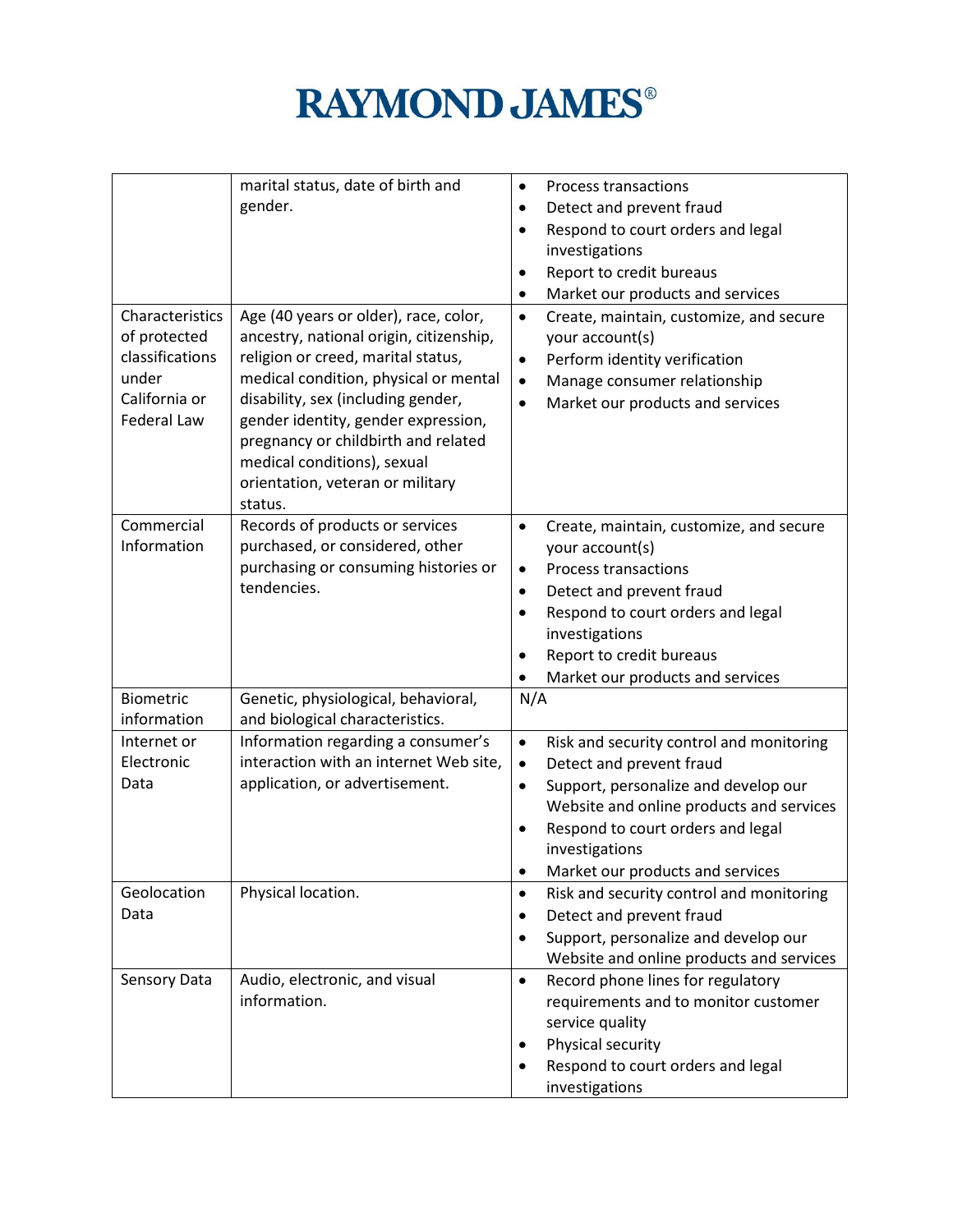| | | |
|---|---|---|
| | marital status, date of birth and gender. | • Process transactions<br>• Detect and prevent fraud<br>• Respond to court orders and legal investigations<br>• Report to credit bureaus<br>• Market our products and services |
| Characteristics of protected classifications under California or Federal Law | Age (40 years or older), race, color, ancestry, national origin, citizenship, religion or creed, marital status, medical condition, physical or mental disability, sex (including gender, gender identity, gender expression, pregnancy or childbirth and related medical conditions), sexual orientation, veteran or military status. | • Create, maintain, customize, and secure your account(s)<br>• Perform identity verification<br>• Manage consumer relationship<br>• Market our products and services |
| Commercial Information | Records of products or services purchased, or considered, other purchasing or consuming histories or tendencies. | • Create, maintain, customize, and secure your account(s)<br>• Process transactions<br>• Detect and prevent fraud<br>• Respond to court orders and legal investigations<br>• Report to credit bureaus<br>• Market our products and services |
| Biometric information | Genetic, physiological, behavioral, and biological characteristics. | N/A |
| Internet or Electronic Data | Information regarding a consumer's interaction with an internet Web site, application, or advertisement. | • Risk and security control and monitoring<br>• Detect and prevent fraud<br>• Support, personalize and develop our Website and online products and services<br>• Respond to court orders and legal investigations<br>• Market our products and services |
| Geolocation Data | Physical location. | • Risk and security control and monitoring<br>• Detect and prevent fraud<br>• Support, personalize and develop our Website and online products and services |
| Sensory Data | Audio, electronic, and visual information. | • Record phone lines for regulatory requirements and to monitor customer service quality<br>• Physical security<br>• Respond to court orders and legal investigations |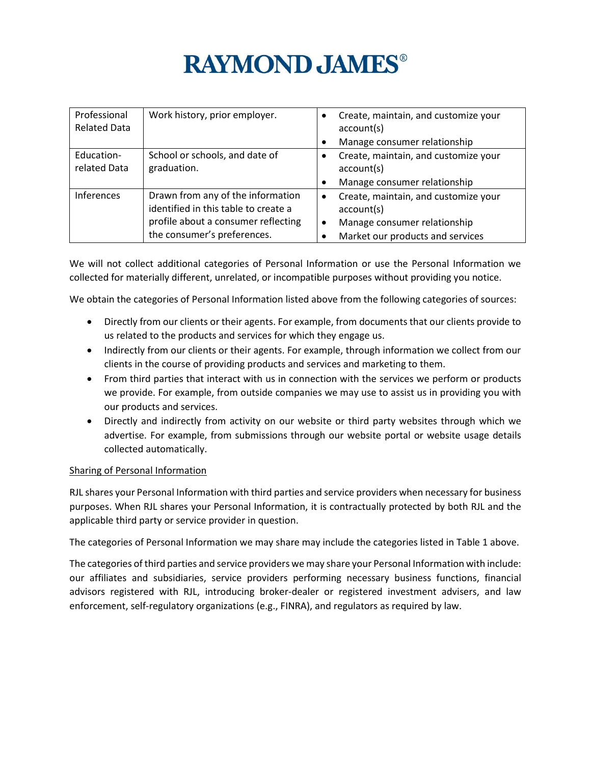| Professional Related Data | Work history, prior employer. | • Create, maintain, and customize your account(s)<br>• Manage consumer relationship |
|---|---|---|
| Education-related Data | School or schools, and date of graduation. | • Create, maintain, and customize your account(s)<br>• Manage consumer relationship |
| Inferences | Drawn from any of the information identified in this table to create a profile about a consumer reflecting the consumer's preferences. | • Create, maintain, and customize your account(s)<br>• Manage consumer relationship<br>• Market our products and services |

We will not collect additional categories of Personal Information or use the Personal Information we collected for materially different, unrelated, or incompatible purposes without providing you notice.

We obtain the categories of Personal Information listed above from the following categories of sources:

- Directly from our clients or their agents. For example, from documents that our clients provide to us related to the products and services for which they engage us.
- Indirectly from our clients or their agents. For example, through information we collect from our clients in the course of providing products and services and marketing to them.
- From third parties that interact with us in connection with the services we perform or products we provide. For example, from outside companies we may use to assist us in providing you with our products and services.
- Directly and indirectly from activity on our website or third party websites through which we advertise. For example, from submissions through our website portal or website usage details collected automatically.

Sharing of Personal Information

RJL shares your Personal Information with third parties and service providers when necessary for business purposes. When RJL shares your Personal Information, it is contractually protected by both RJL and the applicable third party or service provider in question.

The categories of Personal Information we may share may include the categories listed in Table 1 above.

The categories of third parties and service providers we may share your Personal Information with include: our affiliates and subsidiaries, service providers performing necessary business functions, financial advisors registered with RJL, introducing broker-dealer or registered investment advisers, and law enforcement, self-regulatory organizations (e.g., FINRA), and regulators as required by law.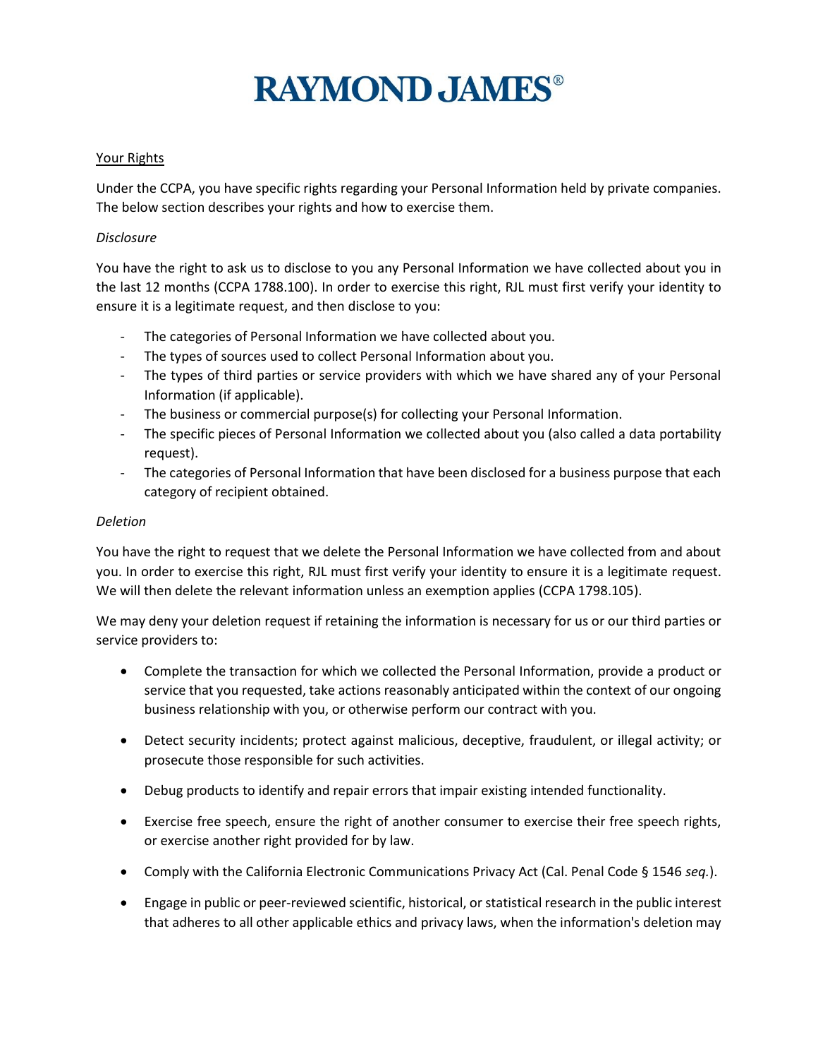# RAYMOND JAMES®

Your Rights

Under the CCPA, you have specific rights regarding your Personal Information held by private companies. The below section describes your rights and how to exercise them.

*Disclosure*

You have the right to ask us to disclose to you any Personal Information we have collected about you in the last 12 months (CCPA 1788.100). In order to exercise this right, RJL must first verify your identity to ensure it is a legitimate request, and then disclose to you:

- The categories of Personal Information we have collected about you.
- The types of sources used to collect Personal Information about you.
- The types of third parties or service providers with which we have shared any of your Personal Information (if applicable).
- The business or commercial purpose(s) for collecting your Personal Information.
- The specific pieces of Personal Information we collected about you (also called a data portability request).
- The categories of Personal Information that have been disclosed for a business purpose that each category of recipient obtained.

*Deletion*

You have the right to request that we delete the Personal Information we have collected from and about you. In order to exercise this right, RJL must first verify your identity to ensure it is a legitimate request. We will then delete the relevant information unless an exemption applies (CCPA 1798.105).

We may deny your deletion request if retaining the information is necessary for us or our third parties or service providers to:

- Complete the transaction for which we collected the Personal Information, provide a product or service that you requested, take actions reasonably anticipated within the context of our ongoing business relationship with you, or otherwise perform our contract with you.
- Detect security incidents; protect against malicious, deceptive, fraudulent, or illegal activity; or prosecute those responsible for such activities.
- Debug products to identify and repair errors that impair existing intended functionality.
- Exercise free speech, ensure the right of another consumer to exercise their free speech rights, or exercise another right provided for by law.
- Comply with the California Electronic Communications Privacy Act (Cal. Penal Code § 1546 *seq.*).
- Engage in public or peer-reviewed scientific, historical, or statistical research in the public interest that adheres to all other applicable ethics and privacy laws, when the information's deletion may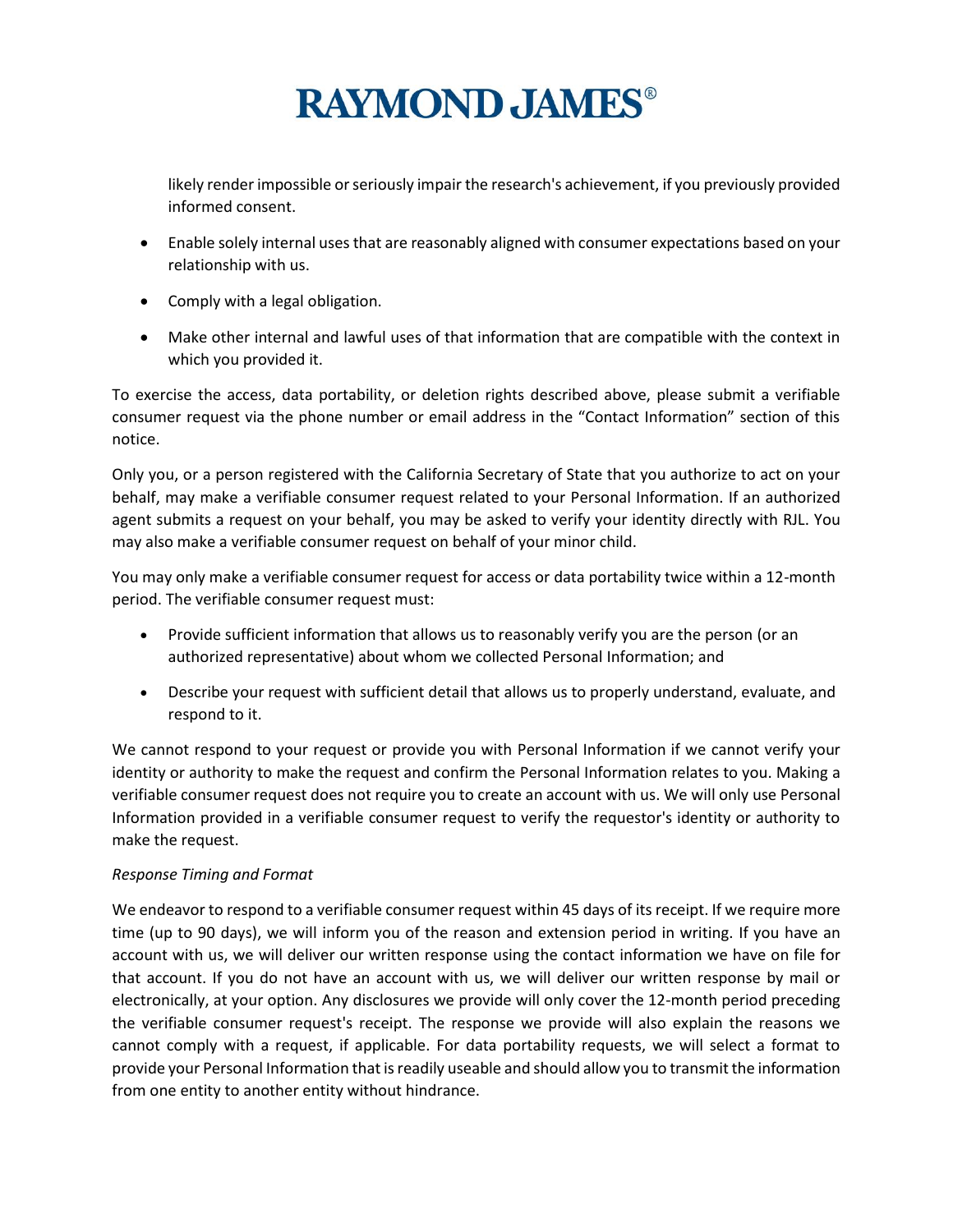likely render impossible or seriously impair the research's achievement, if you previously provided informed consent.

- Enable solely internal uses that are reasonably aligned with consumer expectations based on your relationship with us.
- Comply with a legal obligation.
- Make other internal and lawful uses of that information that are compatible with the context in which you provided it.

To exercise the access, data portability, or deletion rights described above, please submit a verifiable consumer request via the phone number or email address in the "Contact Information" section of this notice.

Only you, or a person registered with the California Secretary of State that you authorize to act on your behalf, may make a verifiable consumer request related to your Personal Information. If an authorized agent submits a request on your behalf, you may be asked to verify your identity directly with RJL. You may also make a verifiable consumer request on behalf of your minor child.

You may only make a verifiable consumer request for access or data portability twice within a 12-month period. The verifiable consumer request must:

- Provide sufficient information that allows us to reasonably verify you are the person (or an authorized representative) about whom we collected Personal Information; and
- Describe your request with sufficient detail that allows us to properly understand, evaluate, and respond to it.

We cannot respond to your request or provide you with Personal Information if we cannot verify your identity or authority to make the request and confirm the Personal Information relates to you. Making a verifiable consumer request does not require you to create an account with us. We will only use Personal Information provided in a verifiable consumer request to verify the requestor's identity or authority to make the request.

*Response Timing and Format*

We endeavor to respond to a verifiable consumer request within 45 days of its receipt. If we require more time (up to 90 days), we will inform you of the reason and extension period in writing. If you have an account with us, we will deliver our written response using the contact information we have on file for that account. If you do not have an account with us, we will deliver our written response by mail or electronically, at your option. Any disclosures we provide will only cover the 12-month period preceding the verifiable consumer request's receipt. The response we provide will also explain the reasons we cannot comply with a request, if applicable. For data portability requests, we will select a format to provide your Personal Information that is readily useable and should allow you to transmit the information from one entity to another entity without hindrance.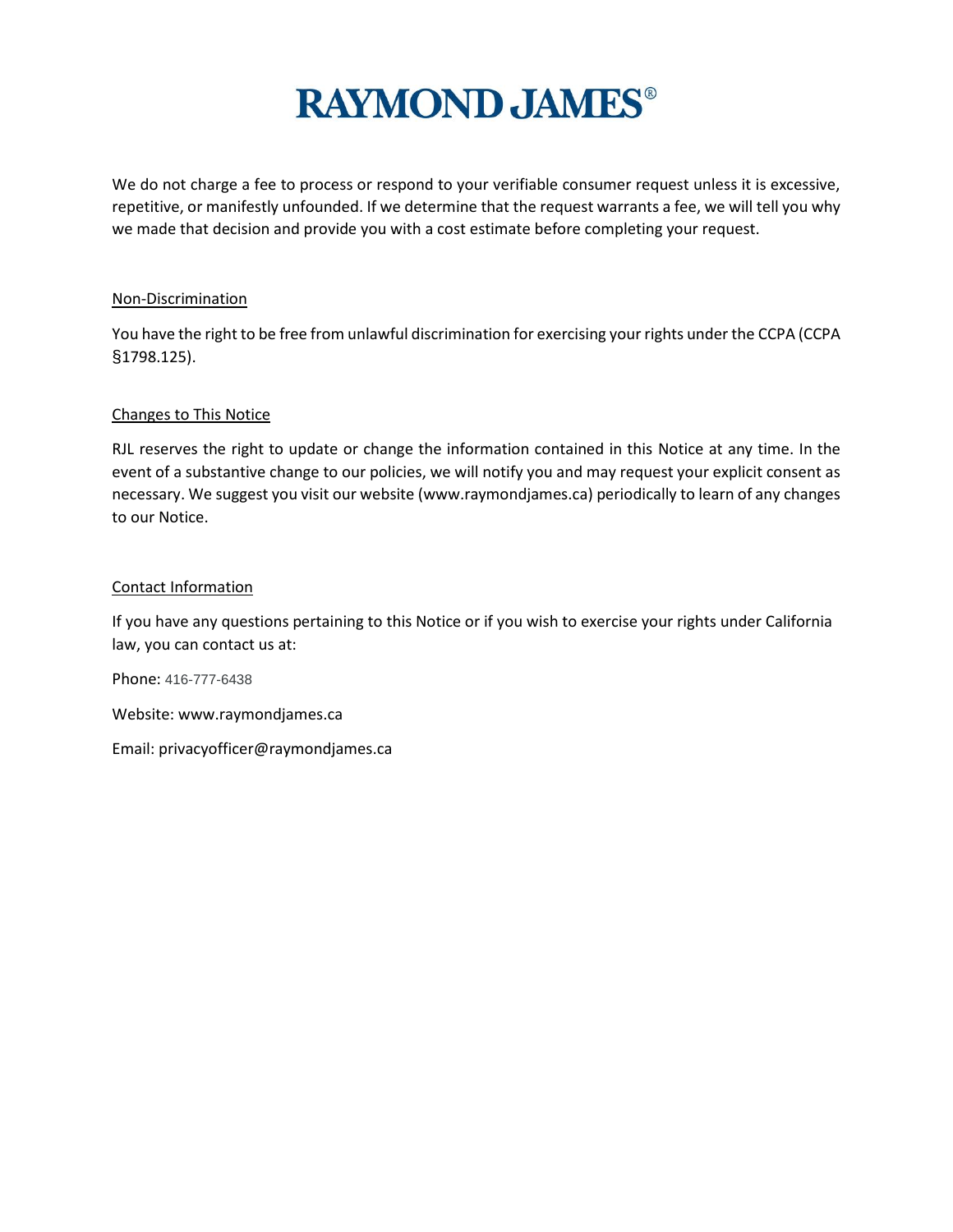We do not charge a fee to process or respond to your verifiable consumer request unless it is excessive, repetitive, or manifestly unfounded. If we determine that the request warrants a fee, we will tell you why we made that decision and provide you with a cost estimate before completing your request.

## Non-Discrimination

You have the right to be free from unlawful discrimination for exercising your rights under the CCPA (CCPA §1798.125).

## Changes to This Notice

RJL reserves the right to update or change the information contained in this Notice at any time. In the event of a substantive change to our policies, we will notify you and may request your explicit consent as necessary. We suggest you visit our website (www.raymondjames.ca) periodically to learn of any changes to our Notice.

## Contact Information

If you have any questions pertaining to this Notice or if you wish to exercise your rights under California law, you can contact us at:

Phone: 416-777-6438

Website: www.raymondjames.ca

Email: privacyofficer@raymondjames.ca